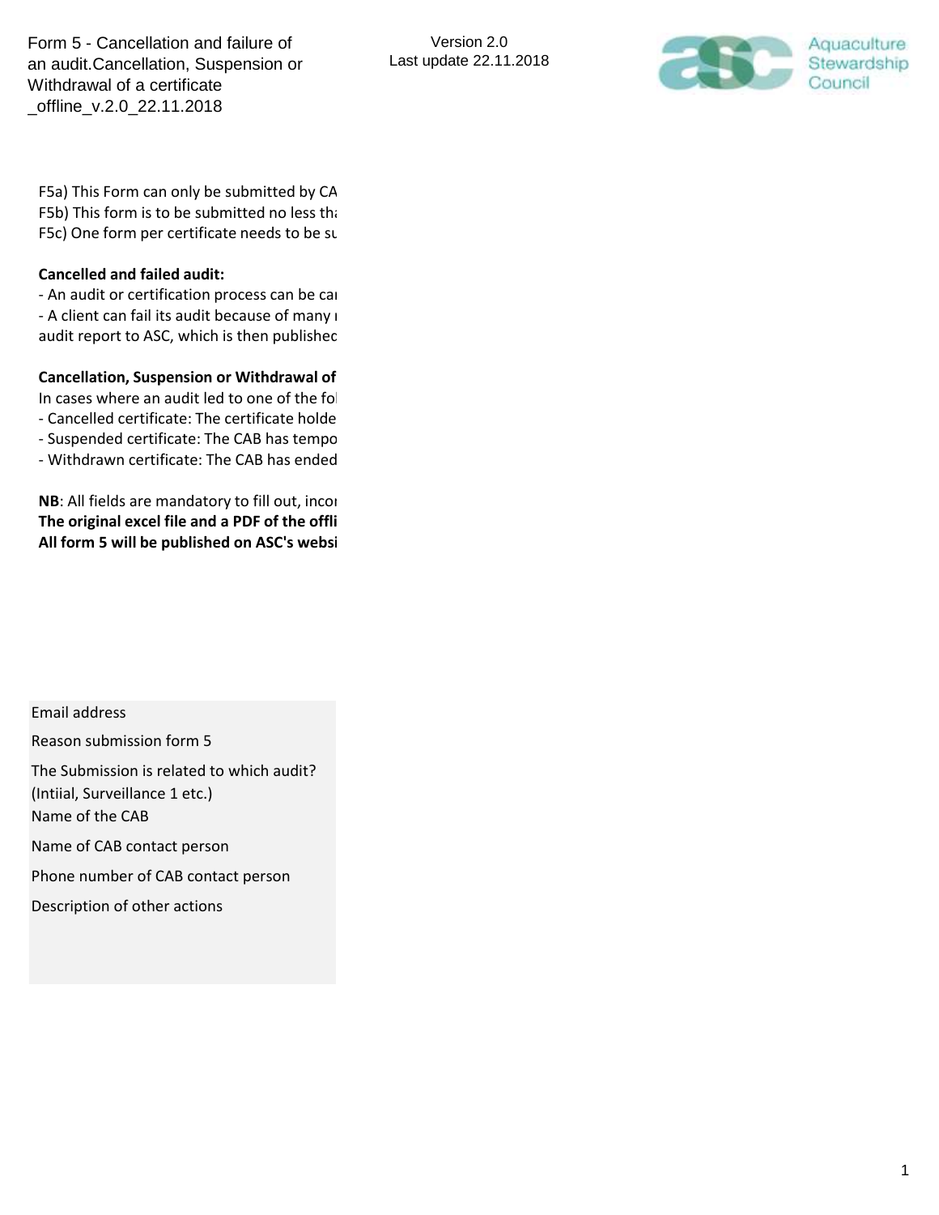Form 5 - Cancellation and failure of an audit.Cancellation, Suspension or Withdrawal of a certificate _offline_v.2.0_22.11.2018

Version 2.0
Last update 22.11.2018

Aquaculture Stewardship Council

F5a) This Form can only be submitted by CA
F5b) This form is to be submitted no less th
F5c) One form per certificate needs to be su

**Cancelled and failed audit:**

- An audit or certification process can be ca
- A client can fail its audit because of many r
audit report to ASC, which is then published

**Cancellation, Suspension or Withdrawal of**

In cases where an audit led to one of the fo
- Cancelled certificate: The certificate holde
- Suspended certificate: The CAB has tempo
- Withdrawn certificate: The CAB has ended

**NB**: All fields are mandatory to fill out, inco
**The original excel file and a PDF of the offli**
**All form 5 will be published on ASC's websi**

| |
|---|
| Email address |
| Reason submission form 5 |
| The Submission is related to which audit? (Intiial, Surveillance 1 etc.) |
| Name of the CAB |
| Name of CAB contact person |
| Phone number of CAB contact person |
| Description of other actions |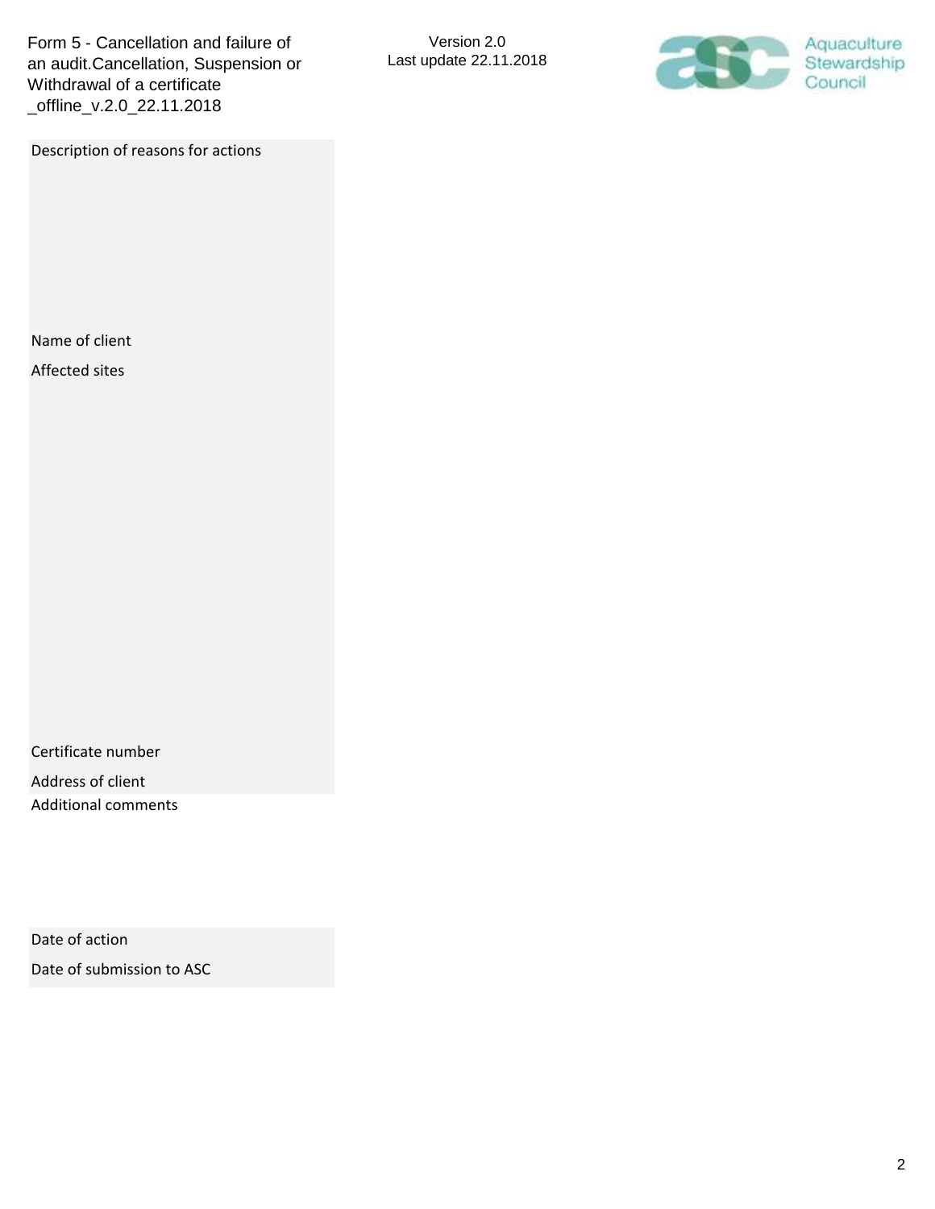| | |
|---|---|
| Description of reasons for actions | |
| Name of client | |
| Affected sites | |
| Certificate number | |
| Address of client | |
| Additional comments | |
| Date of action | |
| Date of submission to ASC | |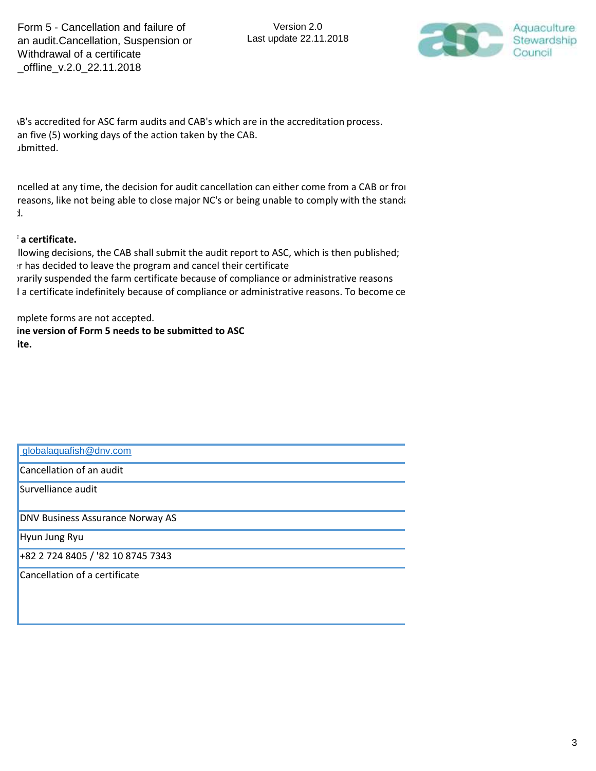Form 5 - Cancellation and failure of an audit.Cancellation, Suspension or Withdrawal of a certificate _offline_v.2.0_22.11.2018

Version 2.0
Last update 22.11.2018

B's accredited for ASC farm audits and CAB's which are in the accreditation process.
an five (5) working days of the action taken by the CAB.
ubmitted.

ncelled at any time, the decision for audit cancellation can either come from a CAB or fro
reasons, like not being able to close major NC's or being unable to comply with the stand
d.

**a certificate.**
llowing decisions, the CAB shall submit the audit report to ASC, which is then published;
r has decided to leave the program and cancel their certificate
orarily suspended the farm certificate because of compliance or administrative reasons
l a certificate indefinitely because of compliance or administrative reasons. To become ce

mplete forms are not accepted.
**ine version of Form 5 needs to be submitted to ASC**
**ite.**

|  |
|---|
| globalaquafish@dnv.com |
| Cancellation of an audit |
| Surveillance audit |
| DNV Business Assurance Norway AS |
| Hyun Jung Ryu |
| +82 2 724 8405 / '82 10 8745 7343 |
| Cancellation of a certificate |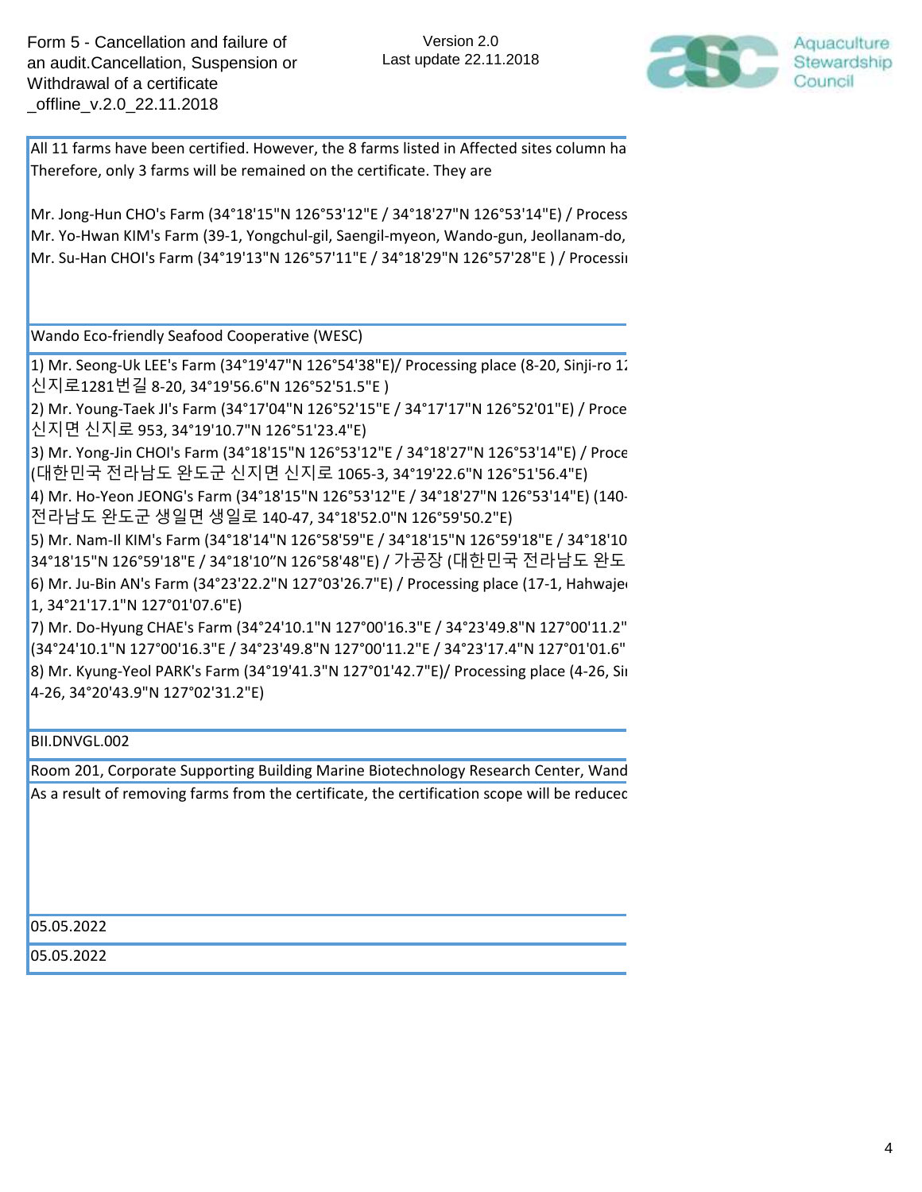All 11 farms have been certified. However, the 8 farms listed in Affected sites column ha
Therefore, only 3 farms will be remained on the certificate. They are

Mr. Jong-Hun CHO's Farm (34°18'15"N 126°53'12"E / 34°18'27"N 126°53'14"E) / Process
Mr. Yo-Hwan KIM's Farm (39-1, Yongchul-gil, Saengil-myeon, Wando-gun, Jeollanam-do,
Mr. Su-Han CHOI's Farm (34°19'13"N 126°57'11"E / 34°18'29"N 126°57'28"E ) / Processi

Wando Eco-friendly Seafood Cooperative (WESC)

1) Mr. Seong-Uk LEE's Farm (34°19'47"N 126°54'38"E)/ Processing place (8-20, Sinji-ro 12
신지로1281번길 8-20, 34°19'56.6"N 126°52'51.5"E )
2) Mr. Young-Taek JI's Farm (34°17'04"N 126°52'15"E / 34°17'17"N 126°52'01"E) / Proce
신지면 신지로 953, 34°19'10.7"N 126°51'23.4"E)
3) Mr. Yong-Jin CHOI's Farm (34°18'15"N 126°53'12"E / 34°18'27"N 126°53'14"E) / Proce
(대한민국 전라남도 완도군 신지면 신지로 1065-3, 34°19'22.6"N 126°51'56.4"E)
4) Mr. Ho-Yeon JEONG's Farm (34°18'15"N 126°53'12"E / 34°18'27"N 126°53'14"E) (140-
전라남도 완도군 생일면 생일로 140-47, 34°18'52.0"N 126°59'50.2"E)
5) Mr. Nam-Il KIM's Farm (34°18'14"N 126°58'59"E / 34°18'15"N 126°59'18"E / 34°18'10
34°18'15"N 126°59'18"E / 34°18'10"N 126°58'48"E) / 가공장 (대한민국 전라남도 완도
6) Mr. Ju-Bin AN's Farm (34°23'22.2"N 127°03'26.7"E) / Processing place (17-1, Hahwaje
1, 34°21'17.1"N 127°01'07.6"E)
7) Mr. Do-Hyung CHAE's Farm (34°24'10.1"N 127°00'16.3"E / 34°23'49.8"N 127°00'11.2"
(34°24'10.1"N 127°00'16.3"E / 34°23'49.8"N 127°00'11.2"E / 34°23'17.4"N 127°01'01.6"
8) Mr. Kyung-Yeol PARK's Farm (34°19'41.3"N 127°01'42.7"E)/ Processing place (4-26, Si
4-26, 34°20'43.9"N 127°02'31.2"E)

BII.DNVGL.002

Room 201, Corporate Supporting Building Marine Biotechnology Research Center, Wand

As a result of removing farms from the certificate, the certification scope will be reduced

05.05.2022

05.05.2022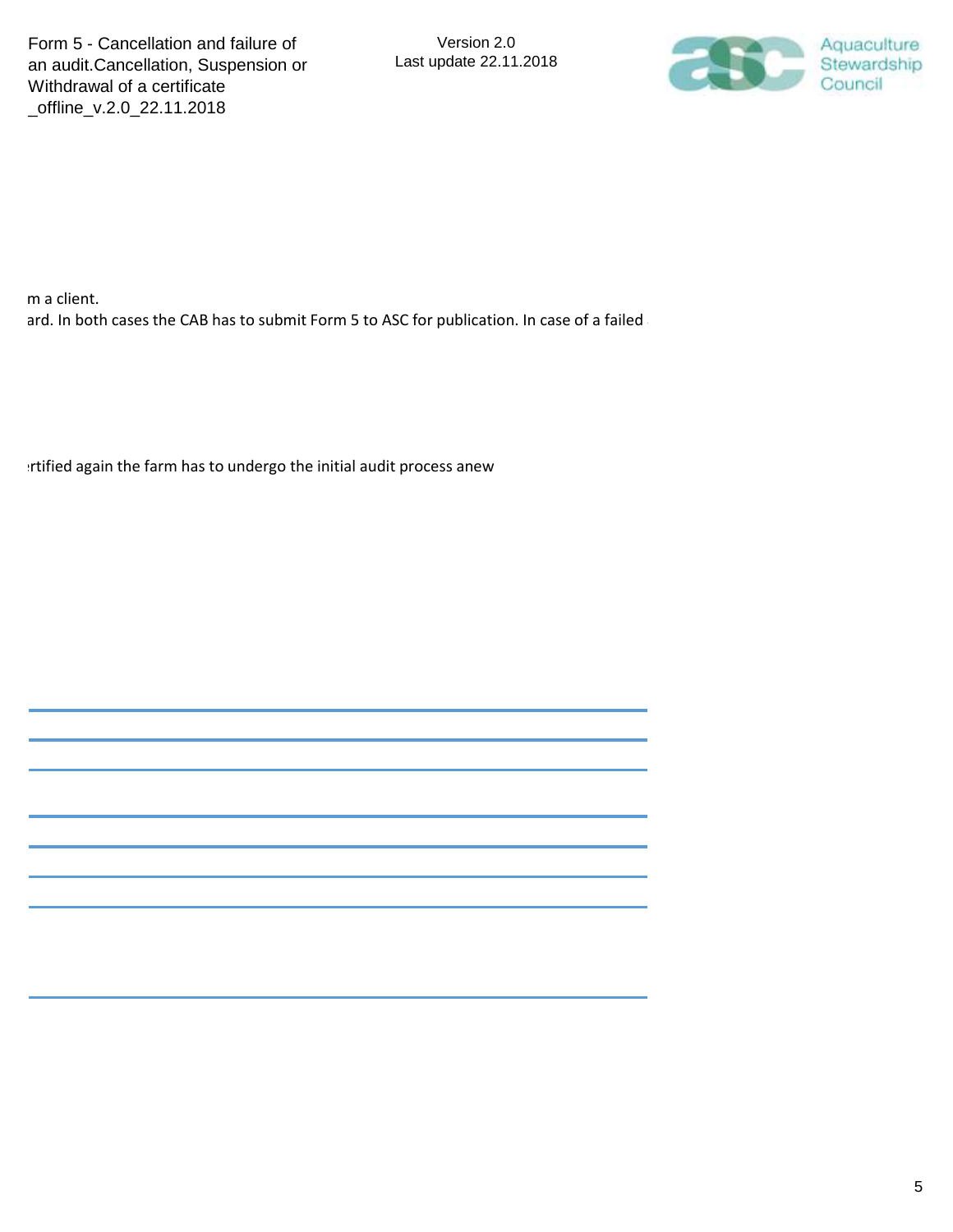m a client.

ard. In both cases the CAB has to submit Form 5 to ASC for publication. In case of a failed

ertified again the farm has to undergo the initial audit process anew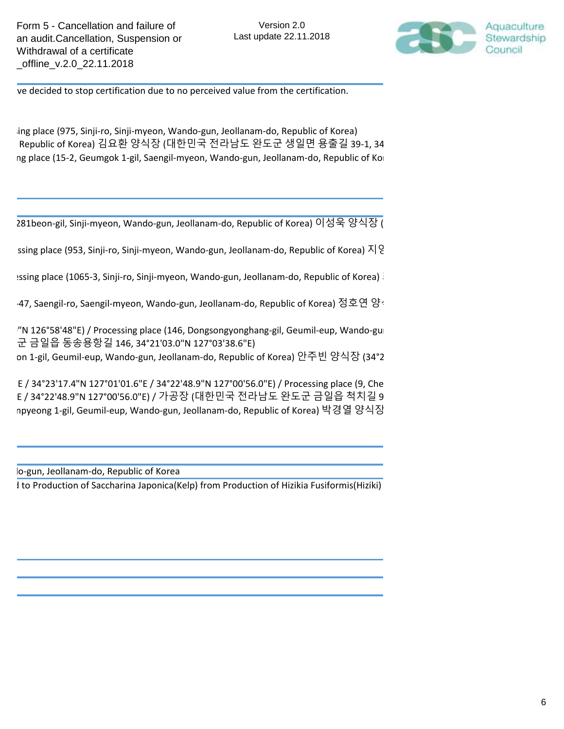ve decided to stop certification due to no perceived value from the certification.

ing place (975, Sinji-ro, Sinji-myeon, Wando-gun, Jeollanam-do, Republic of Korea)
Republic of Korea) 김요환 양식장 (대한민국 전라남도 완도군 생일면 용출길 39-1, 34
ng place (15-2, Geumgok 1-gil, Saengil-myeon, Wando-gun, Jeollanam-do, Republic of Ko

281beon-gil, Sinji-myeon, Wando-gun, Jeollanam-do, Republic of Korea) 이성욱 양식장 (

ssing place (953, Sinji-ro, Sinji-myeon, Wando-gun, Jeollanam-do, Republic of Korea) 지

essing place (1065-3, Sinji-ro, Sinji-myeon, Wando-gun, Jeollanam-do, Republic of Korea)

-47, Saengil-ro, Saengil-myeon, Wando-gun, Jeollanam-do, Republic of Korea) 정호연 양

"N 126°58'48"E) / Processing place (146, Dongsongyonghang-gil, Geumil-eup, Wando-gu
군 금일읍 동송용항길 146, 34°21'03.0"N 127°03'38.6"E)
on 1-gil, Geumil-eup, Wando-gun, Jeollanam-do, Republic of Korea) 안주빈 양식장 (34°2

E / 34°23'17.4"N 127°01'01.6"E / 34°22'48.9"N 127°00'56.0"E) / Processing place (9, Che
E / 34°22'48.9"N 127°00'56.0"E) / 가공장 (대한민국 전라남도 완도군 금일읍 척치길 9
npyeong 1-gil, Geumil-eup, Wando-gun, Jeollanam-do, Republic of Korea) 박경열 양식장

lo-gun, Jeollanam-do, Republic of Korea
d to Production of Saccharina Japonica(Kelp) from Production of Hizikia Fusiformis(Hiziki)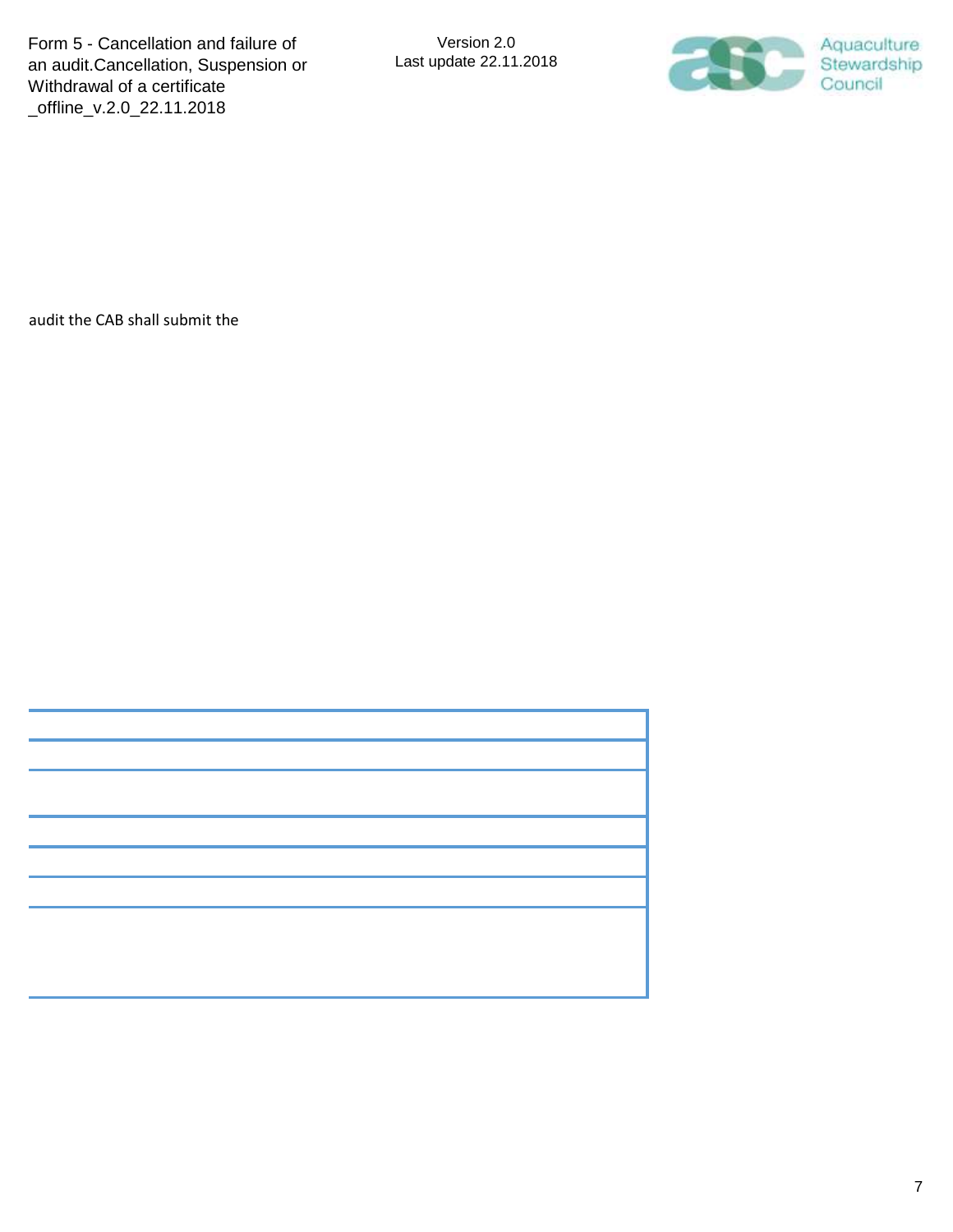audit the CAB shall submit the

| |
|---|
| |
| |
| |
| |
| |
| |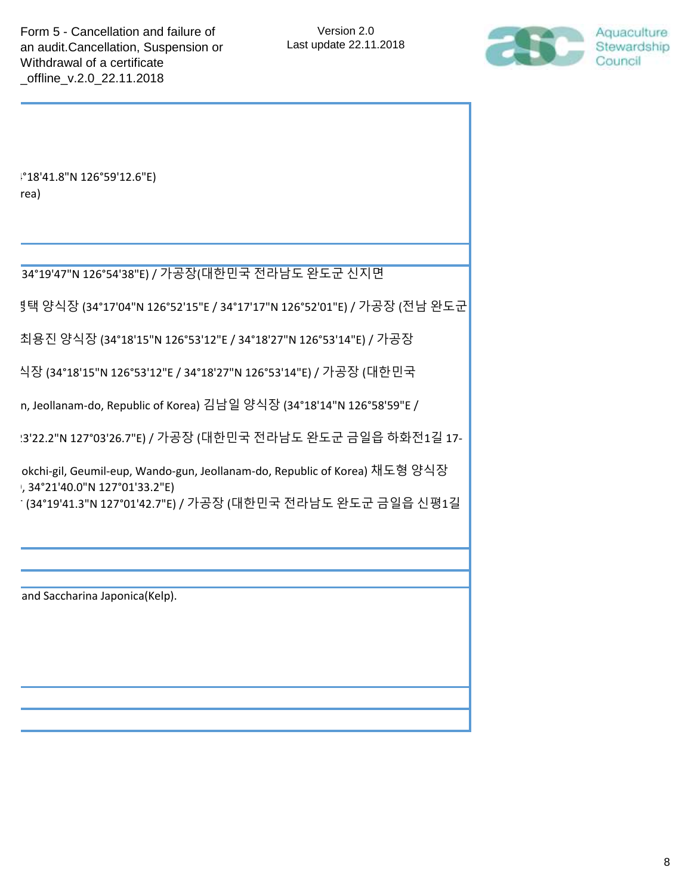!°18'41.8"N 126°59'12.6"E)
rea)

34°19'47"N 126°54'38"E) / 가공장(대한민국 전라남도 완도군 신지면

택 양식장 (34°17'04"N 126°52'15"E / 34°17'17"N 126°52'01"E) / 가공장 (전남 완도군

최용진 양식장 (34°18'15"N 126°53'12"E / 34°18'27"N 126°53'14"E) / 가공장

식장 (34°18'15"N 126°53'12"E / 34°18'27"N 126°53'14"E) / 가공장 (대한민국

n, Jeollanam-do, Republic of Korea) 김남일 양식장 (34°18'14"N 126°58'59"E /

:3'22.2"N 127°03'26.7"E) / 가공장 (대한민국 전라남도 완도군 금일읍 하화전1길 17-

okchi-gil, Geumil-eup, Wando-gun, Jeollanam-do, Republic of Korea) 채도형 양식장
, 34°21'40.0"N 127°01'33.2"E)
(34°19'41.3"N 127°01'42.7"E) / 가공장 (대한민국 전라남도 완도군 금일읍 신평1길

and Saccharina Japonica(Kelp).